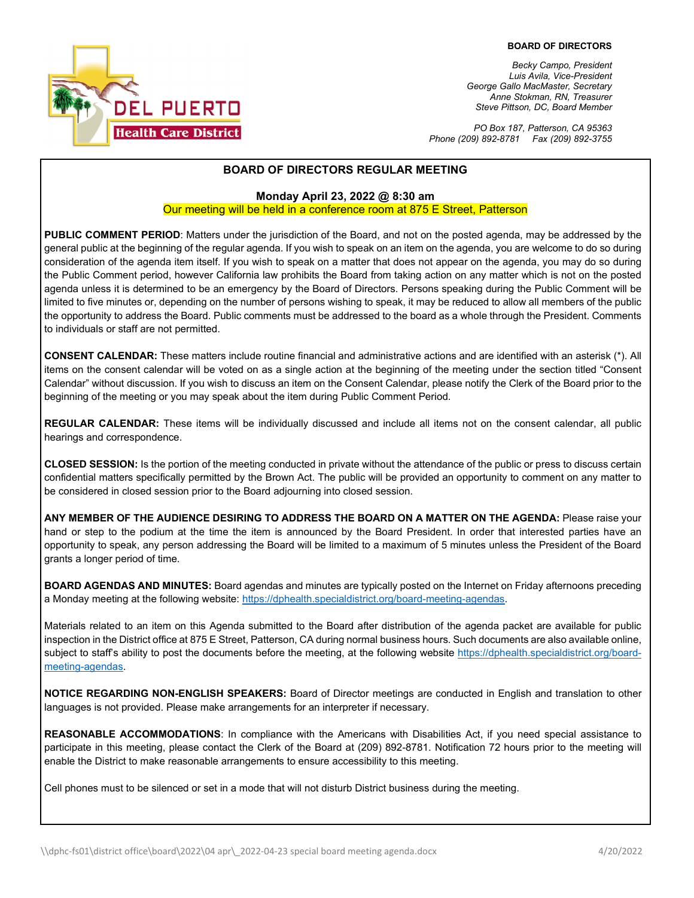DEL PUERTO
Health Care District

**BOARD OF DIRECTORS**

*Becky Campo, President*
*Luis Avila, Vice-President*
*George Gallo MacMaster, Secretary*
*Anne Stokman, RN, Treasurer*
*Steve Pittson, DC, Board Member*

*PO Box 187, Patterson, CA 95363*
*Phone (209) 892-8781    Fax (209) 892-3755*

## BOARD OF DIRECTORS REGULAR MEETING

**Monday April 23, 2022 @ 8:30 am**

Our meeting will be held in a conference room at 875 E Street, Patterson

**PUBLIC COMMENT PERIOD**: Matters under the jurisdiction of the Board, and not on the posted agenda, may be addressed by the general public at the beginning of the regular agenda. If you wish to speak on an item on the agenda, you are welcome to do so during consideration of the agenda item itself. If you wish to speak on a matter that does not appear on the agenda, you may do so during the Public Comment period, however California law prohibits the Board from taking action on any matter which is not on the posted agenda unless it is determined to be an emergency by the Board of Directors. Persons speaking during the Public Comment will be limited to five minutes or, depending on the number of persons wishing to speak, it may be reduced to allow all members of the public the opportunity to address the Board. Public comments must be addressed to the board as a whole through the President. Comments to individuals or staff are not permitted.

**CONSENT CALENDAR:** These matters include routine financial and administrative actions and are identified with an asterisk (*). All items on the consent calendar will be voted on as a single action at the beginning of the meeting under the section titled "Consent Calendar" without discussion. If you wish to discuss an item on the Consent Calendar, please notify the Clerk of the Board prior to the beginning of the meeting or you may speak about the item during Public Comment Period.

**REGULAR CALENDAR:** These items will be individually discussed and include all items not on the consent calendar, all public hearings and correspondence.

**CLOSED SESSION:** Is the portion of the meeting conducted in private without the attendance of the public or press to discuss certain confidential matters specifically permitted by the Brown Act. The public will be provided an opportunity to comment on any matter to be considered in closed session prior to the Board adjourning into closed session.

**ANY MEMBER OF THE AUDIENCE DESIRING TO ADDRESS THE BOARD ON A MATTER ON THE AGENDA:** Please raise your hand or step to the podium at the time the item is announced by the Board President. In order that interested parties have an opportunity to speak, any person addressing the Board will be limited to a maximum of 5 minutes unless the President of the Board grants a longer period of time.

**BOARD AGENDAS AND MINUTES:** Board agendas and minutes are typically posted on the Internet on Friday afternoons preceding a Monday meeting at the following website: https://dphealth.specialdistrict.org/board-meeting-agendas.

Materials related to an item on this Agenda submitted to the Board after distribution of the agenda packet are available for public inspection in the District office at 875 E Street, Patterson, CA during normal business hours. Such documents are also available online, subject to staff's ability to post the documents before the meeting, at the following website https://dphealth.specialdistrict.org/board-meeting-agendas.

**NOTICE REGARDING NON-ENGLISH SPEAKERS:** Board of Director meetings are conducted in English and translation to other languages is not provided. Please make arrangements for an interpreter if necessary.

**REASONABLE ACCOMMODATIONS**: In compliance with the Americans with Disabilities Act, if you need special assistance to participate in this meeting, please contact the Clerk of the Board at (209) 892-8781. Notification 72 hours prior to the meeting will enable the District to make reasonable arrangements to ensure accessibility to this meeting.

Cell phones must to be silenced or set in a mode that will not disturb District business during the meeting.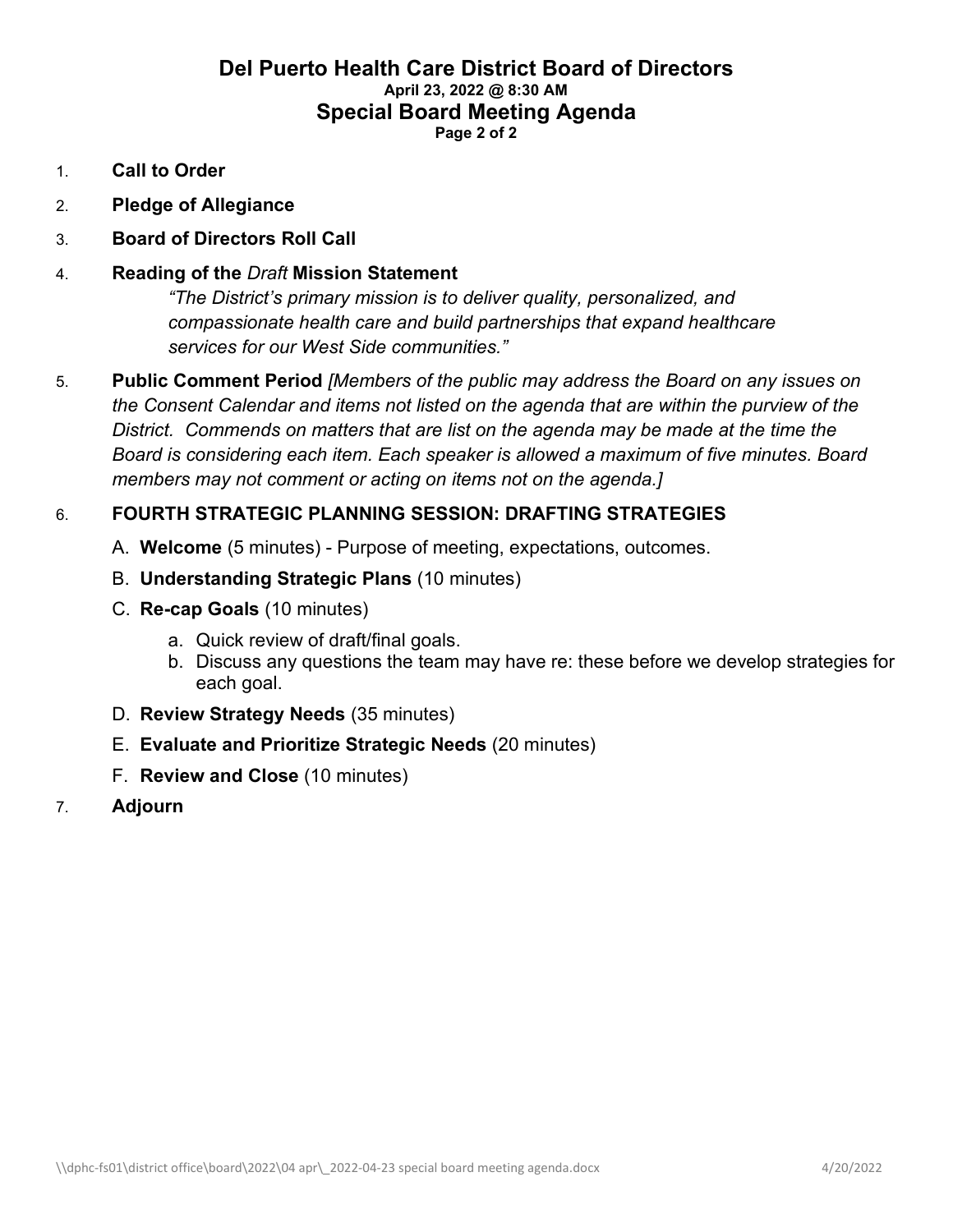# Del Puerto Health Care District Board of Directors

**April 23, 2022 @ 8:30 AM**

## Special Board Meeting Agenda

1. **Call to Order**
2. **Pledge of Allegiance**
3. **Board of Directors Roll Call**
4. **Reading of the *Draft* Mission Statement**

   *"The District's primary mission is to deliver quality, personalized, and compassionate health care and build partnerships that expand healthcare services for our West Side communities."*

5. **Public Comment Period** *[Members of the public may address the Board on any issues on the Consent Calendar and items not listed on the agenda that are within the purview of the District. Commends on matters that are list on the agenda may be made at the time the Board is considering each item. Each speaker is allowed a maximum of five minutes. Board members may not comment or acting on items not on the agenda.]*

6. **FOURTH STRATEGIC PLANNING SESSION: DRAFTING STRATEGIES**

   A. **Welcome** (5 minutes) - Purpose of meeting, expectations, outcomes.

   B. **Understanding Strategic Plans** (10 minutes)

   C. **Re-cap Goals** (10 minutes)

      a. Quick review of draft/final goals.

      b. Discuss any questions the team may have re: these before we develop strategies for each goal.

   D. **Review Strategy Needs** (35 minutes)

   E. **Evaluate and Prioritize Strategic Needs** (20 minutes)

   F. **Review and Close** (10 minutes)

7. **Adjourn**